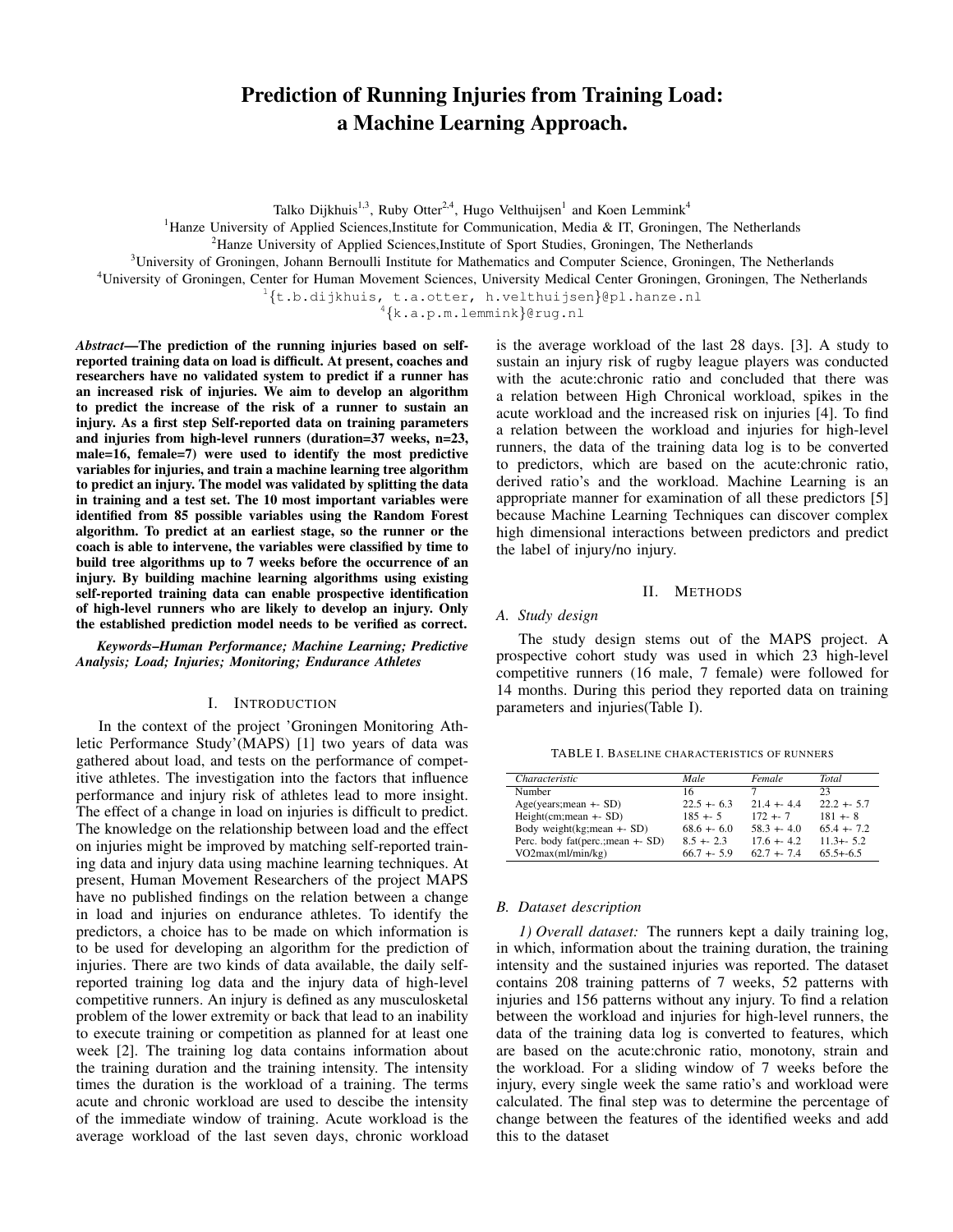# Prediction of Running Injuries from Training Load: a Machine Learning Approach.

Talko Dijkhuis[1,3], Ruby Otter[2,4], Hugo Velthuijsen[1] and Koen Lemmink[4]

[1]Hanze University of Applied Sciences,Institute for Communication, Media & IT, Groningen, The Netherlands
[2]Hanze University of Applied Sciences,Institute of Sport Studies, Groningen, The Netherlands
[3]University of Groningen, Johann Bernoulli Institute for Mathematics and Computer Science, Groningen, The Netherlands
[4]University of Groningen, Center for Human Movement Sciences, University Medical Center Groningen, Groningen, The Netherlands

[1]{t.b.dijkhuis, t.a.otter, h.velthuijsen}@pl.hanze.nl
[4]{k.a.p.m.lemmink}@rug.nl

***Abstract*—The prediction of the running injuries based on self-reported training data on load is difficult. At present, coaches and researchers have no validated system to predict if a runner has an increased risk of injuries. We aim to develop an algorithm to predict the increase of the risk of a runner to sustain an injury. As a first step Self-reported data on training parameters and injuries from high-level runners (duration=37 weeks, n=23, male=16, female=7) were used to identify the most predictive variables for injuries, and train a machine learning tree algorithm to predict an injury. The model was validated by splitting the data in training and a test set. The 10 most important variables were identified from 85 possible variables using the Random Forest algorithm. To predict at an earliest stage, so the runner or the coach is able to intervene, the variables were classified by time to build tree algorithms up to 7 weeks before the occurrence of an injury. By building machine learning algorithms using existing self-reported training data can enable prospective identification of high-level runners who are likely to develop an injury. Only the established prediction model needs to be verified as correct.**

***Keywords*–Human Performance; Machine Learning; Predictive Analysis; Load; Injuries; Monitoring; Endurance Athletes**

## I. Introduction

In the context of the project 'Groningen Monitoring Athletic Performance Study'(MAPS) [1] two years of data was gathered about load, and tests on the performance of competitive athletes. The investigation into the factors that influence performance and injury risk of athletes lead to more insight. The effect of a change in load on injuries is difficult to predict. The knowledge on the relationship between load and the effect on injuries might be improved by matching self-reported training data and injury data using machine learning techniques. At present, Human Movement Researchers of the project MAPS have no published findings on the relation between a change in load and injuries on endurance athletes. To identify the predictors, a choice has to be made on which information is to be used for developing an algorithm for the prediction of injuries. There are two kinds of data available, the daily self-reported training log data and the injury data of high-level competitive runners. An injury is defined as any musculoskeletal problem of the lower extremity or back that lead to an inability to execute training or competition as planned for at least one week [2]. The training log data contains information about the training duration and the training intensity. The intensity times the duration is the workload of a training. The terms acute and chronic workload are used to descibe the intensity of the immediate window of training. Acute workload is the average workload of the last seven days, chronic workload is the average workload of the last 28 days. [3]. A study to sustain an injury risk of rugby league players was conducted with the acute:chronic ratio and concluded that there was a relation between High Chronical workload, spikes in the acute workload and the increased risk on injuries [4]. To find a relation between the workload and injuries for high-level runners, the data of the training data log is to be converted to predictors, which are based on the acute:chronic ratio, derived ratio's and the workload. Machine Learning is an appropriate manner for examination of all these predictors [5] because Machine Learning Techniques can discover complex high dimensional interactions between predictors and predict the label of injury/no injury.

## II. Methods

### A. Study design

The study design stems out of the MAPS project. A prospective cohort study was used in which 23 high-level competitive runners (16 male, 7 female) were followed for 14 months. During this period they reported data on training parameters and injuries(Table I).

TABLE I. Baseline characteristics of runners

| *Characteristic* | *Male* | *Female* | *Total* |
|---|---|---|---|
| Number | 16 | 7 | 23 |
| Age(years;mean +- SD) | 22.5 +- 6.3 | 21.4 +- 4.4 | 22.2 +- 5.7 |
| Height(cm;mean +- SD) | 185 +- 5 | 172 +- 7 | 181 +- 8 |
| Body weight(kg;mean +- SD) | 68.6 +- 6.0 | 58.3 +- 4.0 | 65.4 +- 7.2 |
| Perc. body fat(perc.;mean +- SD) | 8.5 +- 2.3 | 17.6 +- 4.2 | 11.3+- 5.2 |
| VO2max(ml/min/kg) | 66.7 +- 5.9 | 62.7 +- 7.4 | 65.5+-6.5 |

### B. Dataset description

*1) Overall dataset:* The runners kept a daily training log, in which, information about the training duration, the training intensity and the sustained injuries was reported. The dataset contains 208 training patterns of 7 weeks, 52 patterns with injuries and 156 patterns without any injury. To find a relation between the workload and injuries for high-level runners, the data of the training data log is converted to features, which are based on the acute:chronic ratio, monotony, strain and the workload. For a sliding window of 7 weeks before the injury, every single week the same ratio's and workload were calculated. The final step was to determine the percentage of change between the features of the identified weeks and add this to the dataset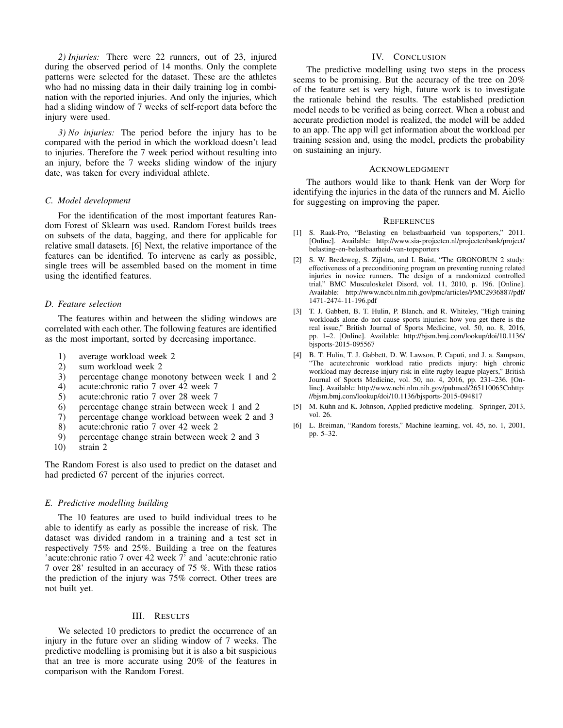*2) Injuries:* There were 22 runners, out of 23, injured during the observed period of 14 months. Only the complete patterns were selected for the dataset. These are the athletes who had no missing data in their daily training log in combination with the reported injuries. And only the injuries, which had a sliding window of 7 weeks of self-report data before the injury were used.

*3) No injuries:* The period before the injury has to be compared with the period in which the workload doesn't lead to injuries. Therefore the 7 week period without resulting into an injury, before the 7 weeks sliding window of the injury date, was taken for every individual athlete.

### *C. Model development*

For the identification of the most important features Random Forest of Sklearn was used. Random Forest builds trees on subsets of the data, bagging, and there for applicable for relative small datasets. [6] Next, the relative importance of the features can be identified. To intervene as early as possible, single trees will be assembled based on the moment in time using the identified features.

### *D. Feature selection*

The features within and between the sliding windows are correlated with each other. The following features are identified as the most important, sorted by decreasing importance.

1) average workload week 2
2) sum workload week 2
3) percentage change monotony between week 1 and 2
4) acute:chronic ratio 7 over 42 week 7
5) acute:chronic ratio 7 over 28 week 7
6) percentage change strain between week 1 and 2
7) percentage change workload between week 2 and 3
8) acute:chronic ratio 7 over 42 week 2
9) percentage change strain between week 2 and 3
10) strain 2

The Random Forest is also used to predict on the dataset and had predicted 67 percent of the injuries correct.

### *E. Predictive modelling building*

The 10 features are used to build individual trees to be able to identify as early as possible the increase of risk. The dataset was divided random in a training and a test set in respectively 75% and 25%. Building a tree on the features 'acute:chronic ratio 7 over 42 week 7' and 'acute:chronic ratio 7 over 28' resulted in an accuracy of 75 %. With these ratios the prediction of the injury was 75% correct. Other trees are not built yet.

## III. Results

We selected 10 predictors to predict the occurrence of an injury in the future over an sliding window of 7 weeks. The predictive modelling is promising but it is also a bit suspicious that an tree is more accurate using 20% of the features in comparison with the Random Forest.

## IV. Conclusion

The predictive modelling using two steps in the process seems to be promising. But the accuracy of the tree on 20% of the feature set is very high, future work is to investigate the rationale behind the results. The established prediction model needs to be verified as being correct. When a robust and accurate prediction model is realized, the model will be added to an app. The app will get information about the workload per training session and, using the model, predicts the probability on sustaining an injury.

## Acknowledgment

The authors would like to thank Henk van der Worp for identifying the injuries in the data of the runners and M. Aiello for suggesting on improving the paper.

## References

[1] S. Raak-Pro, "Belasting en belastbaarheid van topsporters," 2011. [Online]. Available: http://www.sia-projecten.nl/projectenbank/project/belasting-en-belastbaarheid-van-topsporters

[2] S. W. Bredeweg, S. Zijlstra, and I. Buist, "The GRONORUN 2 study: effectiveness of a preconditioning program on preventing running related injuries in novice runners. The design of a randomized controlled trial," BMC Musculoskelet Disord, vol. 11, 2010, p. 196. [Online]. Available: http://www.ncbi.nlm.nih.gov/pmc/articles/PMC2936887/pdf/1471-2474-11-196.pdf

[3] T. J. Gabbett, B. T. Hulin, P. Blanch, and R. Whiteley, "High training workloads alone do not cause sports injuries: how you get there is the real issue," British Journal of Sports Medicine, vol. 50, no. 8, 2016, pp. 1–2. [Online]. Available: http://bjsm.bmj.com/lookup/doi/10.1136/bjsports-2015-095567

[4] B. T. Hulin, T. J. Gabbett, D. W. Lawson, P. Caputi, and J. a. Sampson, "The acute:chronic workload ratio predicts injury: high chronic workload may decrease injury risk in elite rugby league players," British Journal of Sports Medicine, vol. 50, no. 4, 2016, pp. 231–236. [Online]. Available: http://www.ncbi.nlm.nih.gov/pubmed/265110065Cnhttp://bjsm.bmj.com/lookup/doi/10.1136/bjsports-2015-094817

[5] M. Kuhn and K. Johnson, Applied predictive modeling. Springer, 2013, vol. 26.

[6] L. Breiman, "Random forests," Machine learning, vol. 45, no. 1, 2001, pp. 5–32.